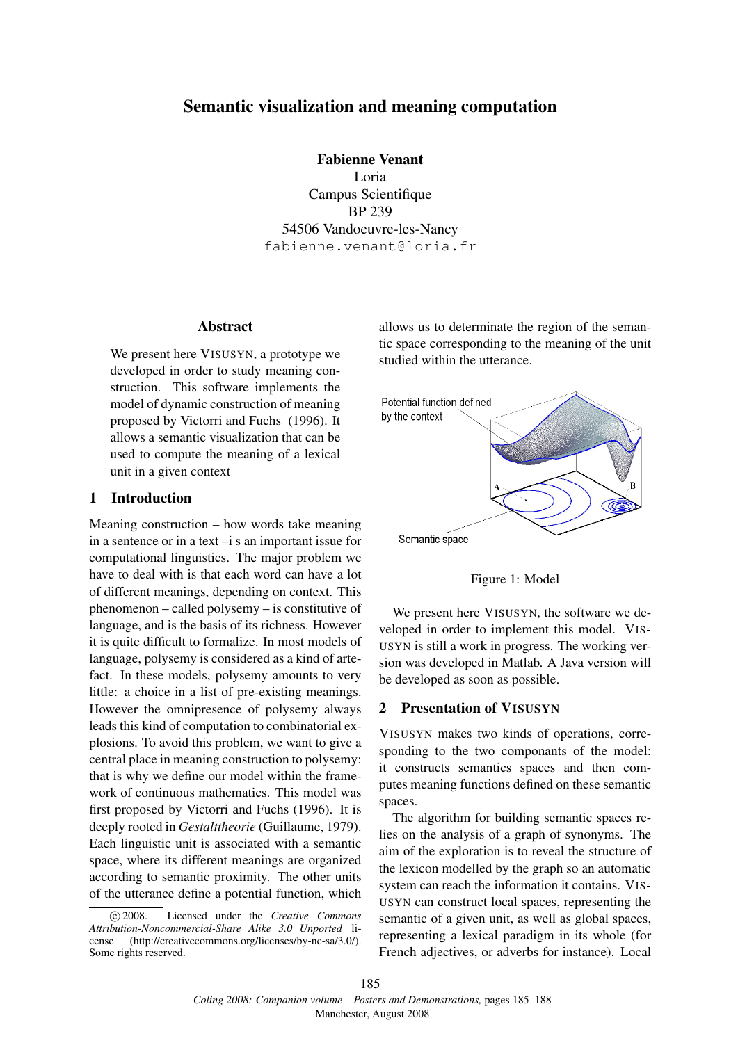# Semantic visualization and meaning computation

**Fabienne Venant**
Loria
Campus Scientifique
BP 239
54506 Vandoeuvre-les-Nancy
fabienne.venant@loria.fr

## Abstract

We present here VISUSYN, a prototype we developed in order to study meaning construction. This software implements the model of dynamic construction of meaning proposed by Victorri and Fuchs (1996). It allows a semantic visualization that can be used to compute the meaning of a lexical unit in a given context

## 1 Introduction

Meaning construction – how words take meaning in a sentence or in a text –i s an important issue for computational linguistics. The major problem we have to deal with is that each word can have a lot of different meanings, depending on context. This phenomenon – called polysemy – is constitutive of language, and is the basis of its richness. However it is quite difficult to formalize. In most models of language, polysemy is considered as a kind of artefact. In these models, polysemy amounts to very little: a choice in a list of pre-existing meanings. However the omnipresence of polysemy always leads this kind of computation to combinatorial explosions. To avoid this problem, we want to give a central place in meaning construction to polysemy: that is why we define our model within the framework of continuous mathematics. This model was first proposed by Victorri and Fuchs (1996). It is deeply rooted in *Gestalttheorie* (Guillaume, 1979). Each linguistic unit is associated with a semantic space, where its different meanings are organized according to semantic proximity. The other units of the utterance define a potential function, which allows us to determinate the region of the semantic space corresponding to the meaning of the unit studied within the utterance.

Figure 1: Model

We present here VISUSYN, the software we developed in order to implement this model. VISUSYN is still a work in progress. The working version was developed in Matlab. A Java version will be developed as soon as possible.

## 2 Presentation of VISUSYN

VISUSYN makes two kinds of operations, corresponding to the two componants of the model: it constructs semantics spaces and then computes meaning functions defined on these semantic spaces.

The algorithm for building semantic spaces relies on the analysis of a graph of synonyms. The aim of the exploration is to reveal the structure of the lexicon modelled by the graph so an automatic system can reach the information it contains. VISUSYN can construct local spaces, representing the semantic of a given unit, as well as global spaces, representing a lexical paradigm in its whole (for French adjectives, or adverbs for instance). Local

©2008. Licensed under the *Creative Commons Attribution-Noncommercial-Share Alike 3.0 Unported* license (http://creativecommons.org/licenses/by-nc-sa/3.0/). Some rights reserved.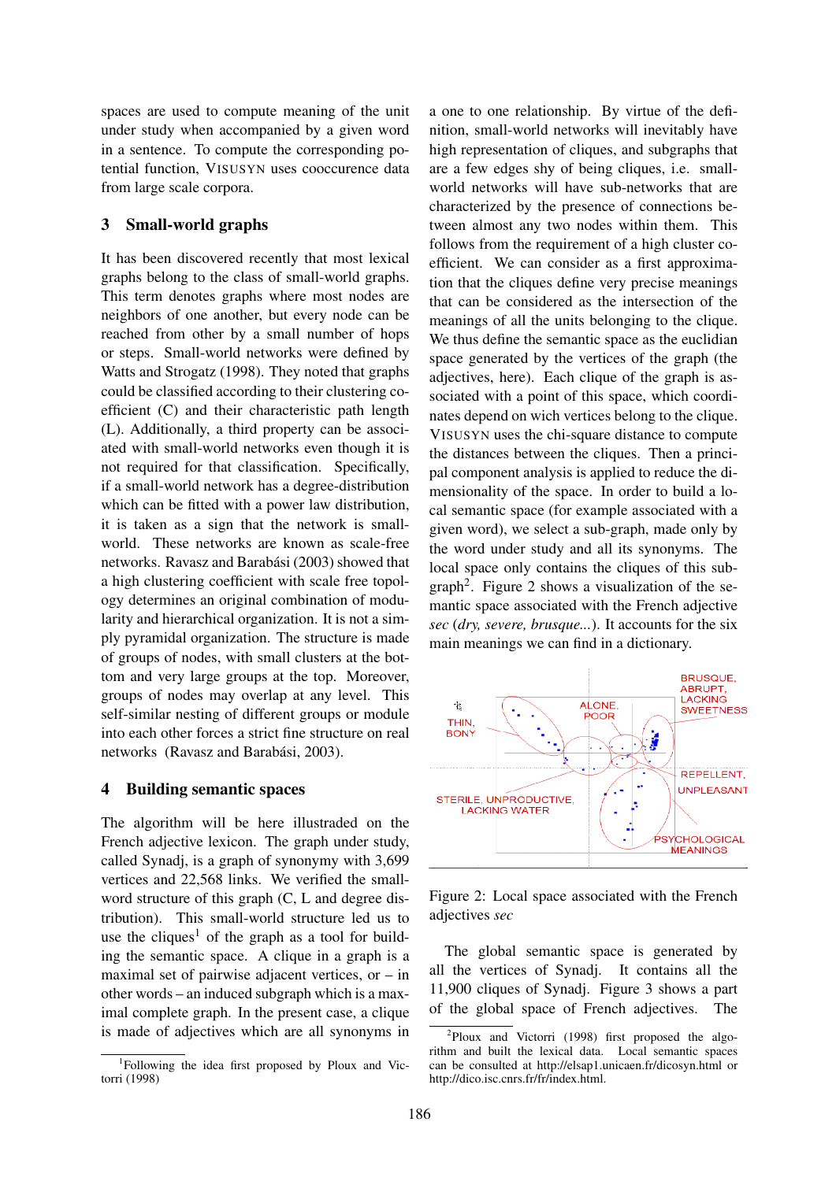spaces are used to compute meaning of the unit under study when accompanied by a given word in a sentence. To compute the corresponding potential function, VISUSYN uses cooccurence data from large scale corpora.

## 3 Small-world graphs

It has been discovered recently that most lexical graphs belong to the class of small-world graphs. This term denotes graphs where most nodes are neighbors of one another, but every node can be reached from other by a small number of hops or steps. Small-world networks were defined by Watts and Strogatz (1998). They noted that graphs could be classified according to their clustering coefficient (C) and their characteristic path length (L). Additionally, a third property can be associated with small-world networks even though it is not required for that classification. Specifically, if a small-world network has a degree-distribution which can be fitted with a power law distribution, it is taken as a sign that the network is small-world. These networks are known as scale-free networks. Ravasz and Barabási (2003) showed that a high clustering coefficient with scale free topology determines an original combination of modularity and hierarchical organization. It is not a simply pyramidal organization. The structure is made of groups of nodes, with small clusters at the bottom and very large groups at the top. Moreover, groups of nodes may overlap at any level. This self-similar nesting of different groups or module into each other forces a strict fine structure on real networks (Ravasz and Barabási, 2003).

## 4 Building semantic spaces

The algorithm will be here illustrated on the French adjective lexicon. The graph under study, called Synadj, is a graph of synonymy with 3,699 vertices and 22,568 links. We verified the small-word structure of this graph (C, L and degree distribution). This small-world structure led us to use the cliques[1] of the graph as a tool for building the semantic space. A clique in a graph is a maximal set of pairwise adjacent vertices, or – in other words – an induced subgraph which is a maximal complete graph. In the present case, a clique is made of adjectives which are all synonyms in a one to one relationship. By virtue of the definition, small-world networks will inevitably have high representation of cliques, and subgraphs that are a few edges shy of being cliques, i.e. small-world networks will have sub-networks that are characterized by the presence of connections between almost any two nodes within them. This follows from the requirement of a high cluster coefficient. We can consider as a first approximation that the cliques define very precise meanings that can be considered as the intersection of the meanings of all the units belonging to the clique. We thus define the semantic space as the euclidian space generated by the vertices of the graph (the adjectives, here). Each clique of the graph is associated with a point of this space, which coordinates depend on wich vertices belong to the clique. VISUSYN uses the chi-square distance to compute the distances between the cliques. Then a principal component analysis is applied to reduce the dimensionality of the space. In order to build a local semantic space (for example associated with a given word), we select a sub-graph, made only by the word under study and all its synonyms. The local space only contains the cliques of this sub-graph[2]. Figure 2 shows a visualization of the semantic space associated with the French adjective *sec* (*dry, severe, brusque...*). It accounts for the six main meanings we can find in a dictionary.

Figure 2: Local space associated with the French adjectives *sec*

The global semantic space is generated by all the vertices of Synadj. It contains all the 11,900 cliques of Synadj. Figure 3 shows a part of the global space of French adjectives. The

[1] Following the idea first proposed by Ploux and Victorri (1998)

[2] Ploux and Victorri (1998) first proposed the algorithm and built the lexical data. Local semantic spaces can be consulted at http://elsap1.unicaen.fr/dicosyn.html or http://dico.isc.cnrs.fr/fr/index.html.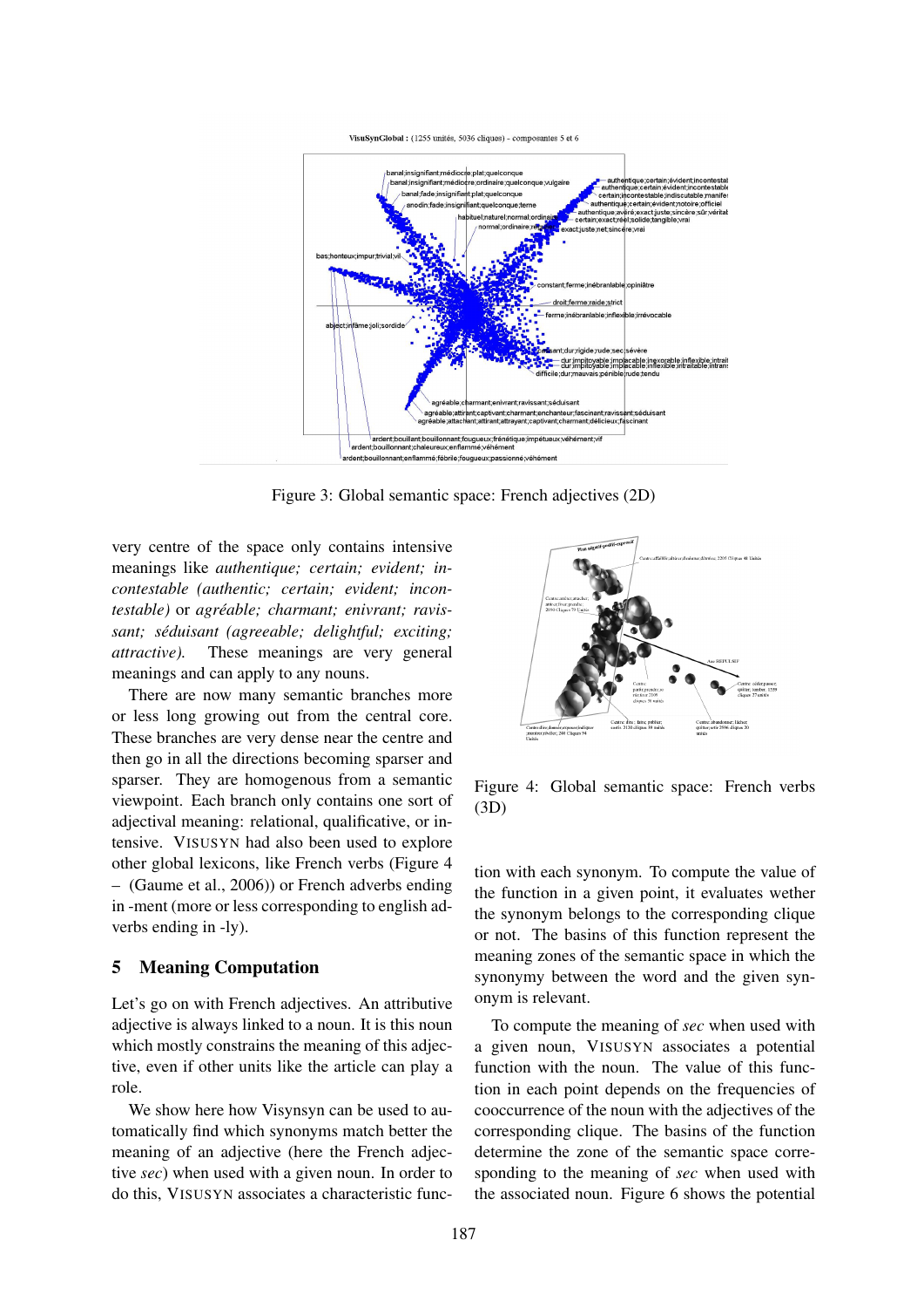Figure 3: Global semantic space: French adjectives (2D)

very centre of the space only contains intensive meanings like *authentique; certain; evident; incontestable (authentic; certain; evident; incontestable)* or *agréable; charmant; enivrant; ravissant; séduisant (agreeable; delightful; exciting; attractive).* These meanings are very general meanings and can apply to any nouns.

There are now many semantic branches more or less long growing out from the central core. These branches are very dense near the centre and then go in all the directions becoming sparser and sparser. They are homogenous from a semantic viewpoint. Each branch only contains one sort of adjectival meaning: relational, qualificative, or intensive. VISUSYN had also been used to explore other global lexicons, like French verbs (Figure 4 – (Gaume et al., 2006)) or French adverbs ending in -ment (more or less corresponding to english adverbs ending in -ly).

Figure 4: Global semantic space: French verbs (3D)

## 5 Meaning Computation

Let's go on with French adjectives. An attributive adjective is always linked to a noun. It is this noun which mostly constrains the meaning of this adjective, even if other units like the article can play a role.

We show here how Visynsyn can be used to automatically find which synonyms match better the meaning of an adjective (here the French adjective *sec*) when used with a given noun. In order to do this, VISUSYN associates a characteristic function with each synonym. To compute the value of the function in a given point, it evaluates wether the synonym belongs to the corresponding clique or not. The basins of this function represent the meaning zones of the semantic space in which the synonymy between the word and the given synonym is relevant.

To compute the meaning of *sec* when used with a given noun, VISUSYN associates a potential function with the noun. The value of this function in each point depends on the frequencies of cooccurrence of the noun with the adjectives of the corresponding clique. The basins of the function determine the zone of the semantic space corresponding to the meaning of *sec* when used with the associated noun. Figure 6 shows the potential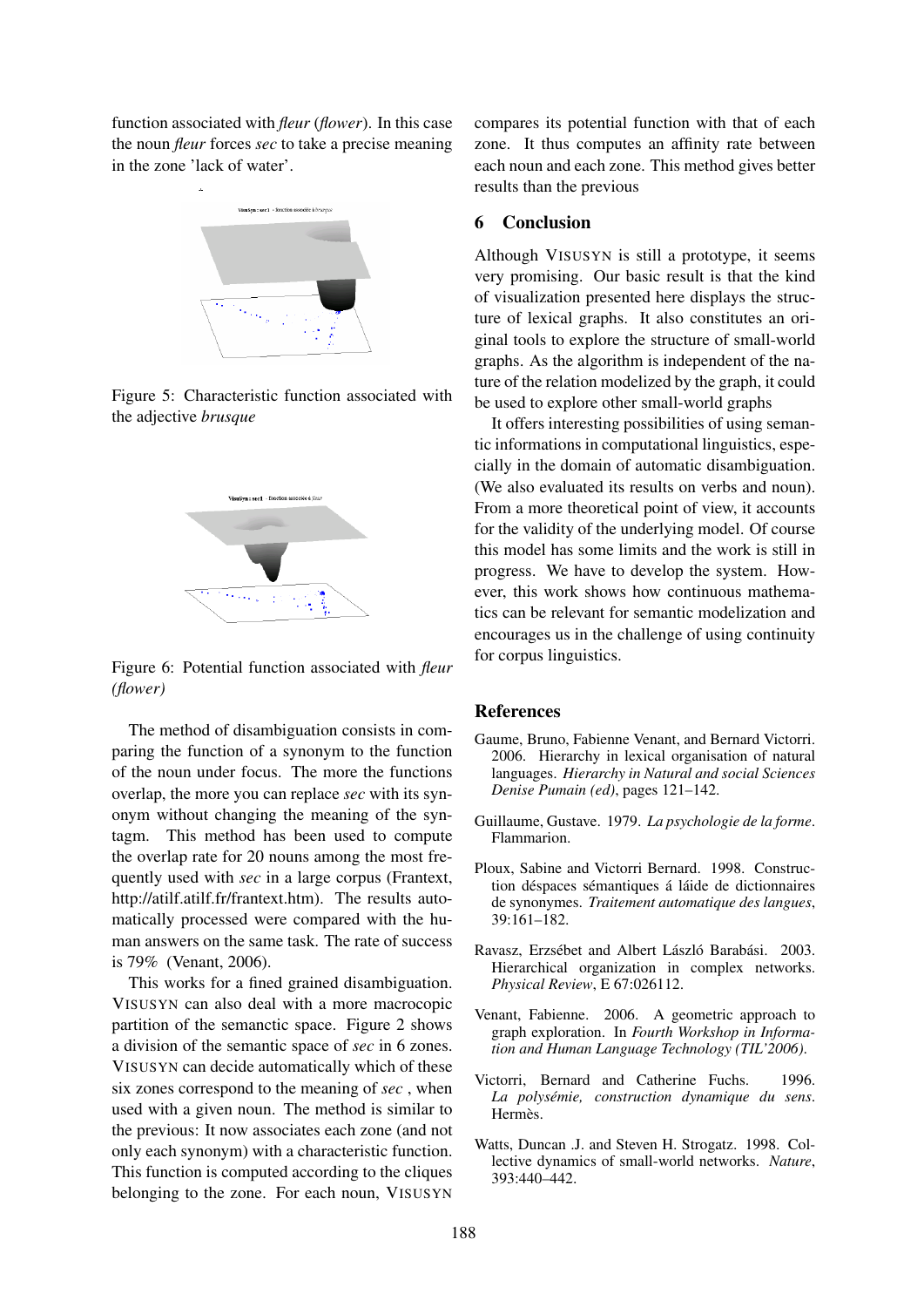function associated with *fleur* (*flower*). In this case the noun *fleur* forces *sec* to take a precise meaning in the zone 'lack of water'.

Figure 5: Characteristic function associated with the adjective *brusque*

Figure 6: Potential function associated with *fleur (flower)*

The method of disambiguation consists in comparing the function of a synonym to the function of the noun under focus. The more the functions overlap, the more you can replace *sec* with its synonym without changing the meaning of the syntagm. This method has been used to compute the overlap rate for 20 nouns among the most frequently used with *sec* in a large corpus (Frantext, http://atilf.atilf.fr/frantext.htm). The results automatically processed were compared with the human answers on the same task. The rate of success is 79% (Venant, 2006).

This works for a fined grained disambiguation. VISUSYN can also deal with a more macrocopic partition of the semanctic space. Figure 2 shows a division of the semantic space of *sec* in 6 zones. VISUSYN can decide automatically which of these six zones correspond to the meaning of *sec* , when used with a given noun. The method is similar to the previous: It now associates each zone (and not only each synonym) with a characteristic function. This function is computed according to the cliques belonging to the zone. For each noun, VISUSYN compares its potential function with that of each zone. It thus computes an affinity rate between each noun and each zone. This method gives better results than the previous

## 6 Conclusion

Although VISUSYN is still a prototype, it seems very promising. Our basic result is that the kind of visualization presented here displays the structure of lexical graphs. It also constitutes an original tools to explore the structure of small-world graphs. As the algorithm is independent of the nature of the relation modelized by the graph, it could be used to explore other small-world graphs

It offers interesting possibilities of using semantic informations in computational linguistics, especially in the domain of automatic disambiguation. (We also evaluated its results on verbs and noun). From a more theoretical point of view, it accounts for the validity of the underlying model. Of course this model has some limits and the work is still in progress. We have to develop the system. However, this work shows how continuous mathematics can be relevant for semantic modelization and encourages us in the challenge of using continuity for corpus linguistics.

## References

Gaume, Bruno, Fabienne Venant, and Bernard Victorri. 2006. Hierarchy in lexical organisation of natural languages. *Hierarchy in Natural and social Sciences Denise Pumain (ed)*, pages 121–142.

Guillaume, Gustave. 1979. *La psychologie de la forme*. Flammarion.

Ploux, Sabine and Victorri Bernard. 1998. Construction déspaces sémantiques á láide de dictionnaires de synonymes. *Traitement automatique des langues*, 39:161–182.

Ravasz, Erzsébet and Albert László Barabási. 2003. Hierarchical organization in complex networks. *Physical Review*, E 67:026112.

Venant, Fabienne. 2006. A geometric approach to graph exploration. In *Fourth Workshop in Information and Human Language Technology (TIL'2006)*.

Victorri, Bernard and Catherine Fuchs. 1996. *La polysémie, construction dynamique du sens*. Hermès.

Watts, Duncan .J. and Steven H. Strogatz. 1998. Collective dynamics of small-world networks. *Nature*, 393:440–442.